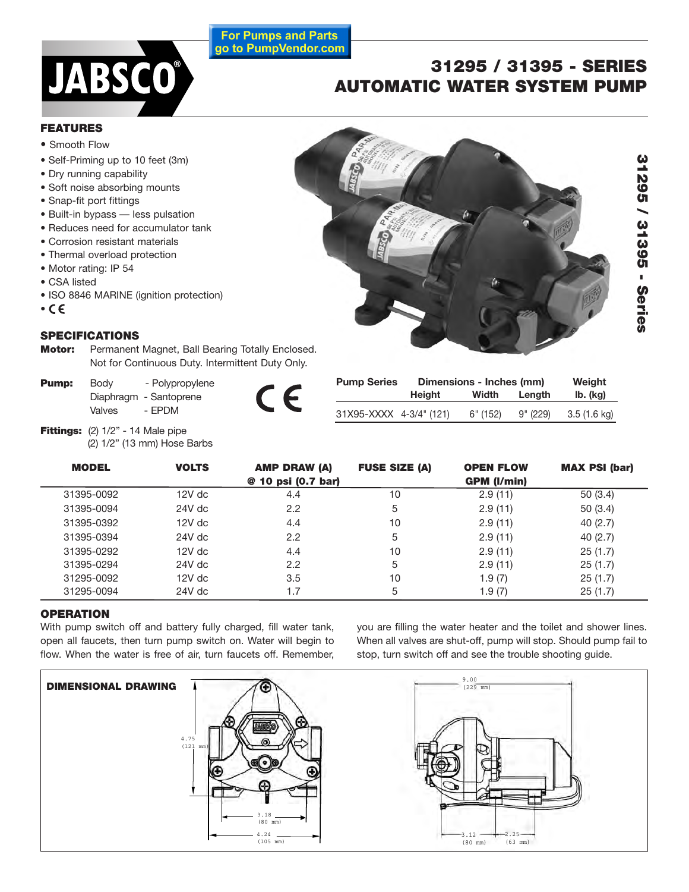For Pumps and Parts go to PumpVendor.com

JABSCO®

# 31295 / 31395 - SERIES AUTOMATIC WATER SYSTEM PUMP

## FEATURES

- Smooth Flow
- Self-Priming up to 10 feet (3m)
- Dry running capability
- Soft noise absorbing mounts
- Snap-fit port fittings
- Built-in bypass — less pulsation
- Reduces need for accumulator tank
- Corrosion resistant materials
- Thermal overload protection
- Motor rating: IP 54
- CSA listed
- ISO 8846 MARINE (ignition protection)
- CE

## SPECIFICATIONS

**Motor:** Permanent Magnet, Ball Bearing Totally Enclosed. Not for Continuous Duty. Intermittent Duty Only.

**Pump:** Body - Polypropylene
Diaphragm - Santoprene
Valves - EPDM

CE

**Fittings:** (2) 1/2" - 14 Male pipe
(2) 1/2" (13 mm) Hose Barbs

| Pump Series | Dimensions - Inches (mm) | | | Weight |
|---|---|---|---|---|
| | Height | Width | Length | lb. (kg) |
| 31X95-XXXX | 4-3/4" (121) | 6" (152) | 9" (229) | 3.5 (1.6 kg) |

| MODEL | VOLTS | AMP DRAW (A) @ 10 psi (0.7 bar) | FUSE SIZE (A) | OPEN FLOW GPM (l/min) | MAX PSI (bar) |
|---|---|---|---|---|---|
| 31395-0092 | 12V dc | 4.4 | 10 | 2.9 (11) | 50 (3.4) |
| 31395-0094 | 24V dc | 2.2 | 5 | 2.9 (11) | 50 (3.4) |
| 31395-0392 | 12V dc | 4.4 | 10 | 2.9 (11) | 40 (2.7) |
| 31395-0394 | 24V dc | 2.2 | 5 | 2.9 (11) | 40 (2.7) |
| 31395-0292 | 12V dc | 4.4 | 10 | 2.9 (11) | 25 (1.7) |
| 31395-0294 | 24V dc | 2.2 | 5 | 2.9 (11) | 25 (1.7) |
| 31295-0092 | 12V dc | 3.5 | 10 | 1.9 (7) | 25 (1.7) |
| 31295-0094 | 24V dc | 1.7 | 5 | 1.9 (7) | 25 (1.7) |

## OPERATION

With pump switch off and battery fully charged, fill water tank, open all faucets, then turn pump switch on. Water will begin to flow. When the water is free of air, turn faucets off. Remember, you are filling the water heater and the toilet and shower lines. When all valves are shut-off, pump will stop. Should pump fail to stop, turn switch off and see the trouble shooting guide.

## DIMENSIONAL DRAWING

4.75 (121 mm)

3.18 (80 mm)

4.24 (105 mm)

9.00 (229 mm)

3.12 (80 mm)

2.25 (63 mm)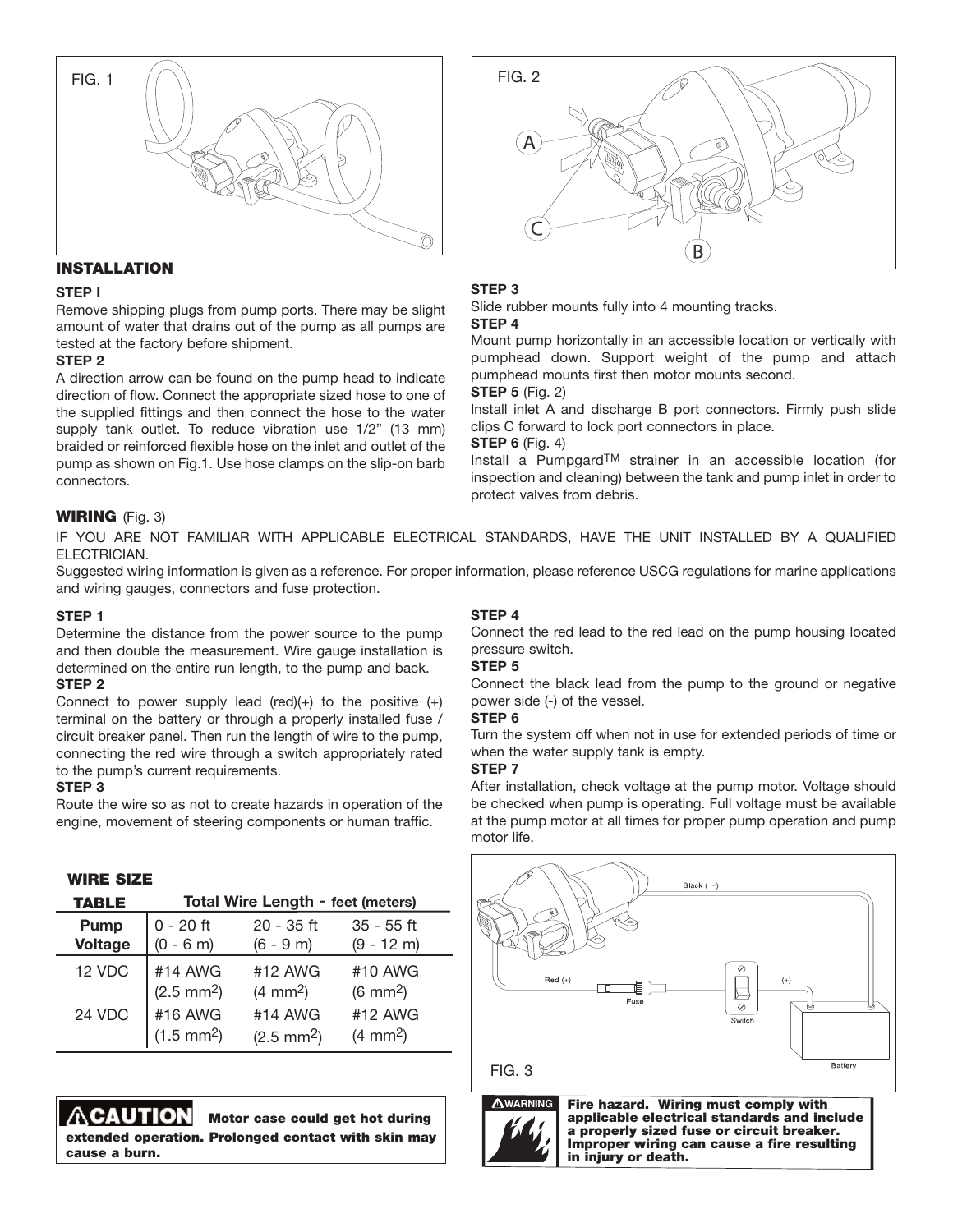FIG. 1

FIG. 2

A

B

C

## INSTALLATION

**STEP I**

Remove shipping plugs from pump ports. There may be slight amount of water that drains out of the pump as all pumps are tested at the factory before shipment.

**STEP 2**

A direction arrow can be found on the pump head to indicate direction of flow. Connect the appropriate sized hose to one of the supplied fittings and then connect the hose to the water supply tank outlet. To reduce vibration use 1/2" (13 mm) braided or reinforced flexible hose on the inlet and outlet of the pump as shown on Fig.1. Use hose clamps on the slip-on barb connectors.

**STEP 3**

Slide rubber mounts fully into 4 mounting tracks.

**STEP 4**

Mount pump horizontally in an accessible location or vertically with pumphead down. Support weight of the pump and attach pumphead mounts first then motor mounts second.

**STEP 5** (Fig. 2)

Install inlet A and discharge B port connectors. Firmly push slide clips C forward to lock port connectors in place.

**STEP 6** (Fig. 4)

Install a Pumpgard™ strainer in an accessible location (for inspection and cleaning) between the tank and pump inlet in order to protect valves from debris.

## WIRING (Fig. 3)

IF YOU ARE NOT FAMILIAR WITH APPLICABLE ELECTRICAL STANDARDS, HAVE THE UNIT INSTALLED BY A QUALIFIED ELECTRICIAN.

Suggested wiring information is given as a reference. For proper information, please reference USCG regulations for marine applications and wiring gauges, connectors and fuse protection.

**STEP 1**

Determine the distance from the power source to the pump and then double the measurement. Wire gauge installation is determined on the entire run length, to the pump and back.

**STEP 2**

Connect to power supply lead (red)(+) to the positive (+) terminal on the battery or through a properly installed fuse / circuit breaker panel. Then run the length of wire to the pump, connecting the red wire through a switch appropriately rated to the pump's current requirements.

**STEP 3**

Route the wire so as not to create hazards in operation of the engine, movement of steering components or human traffic.

**STEP 4**

Connect the red lead to the red lead on the pump housing located pressure switch.

**STEP 5**

Connect the black lead from the pump to the ground or negative power side (-) of the vessel.

**STEP 6**

Turn the system off when not in use for extended periods of time or when the water supply tank is empty.

**STEP 7**

After installation, check voltage at the pump motor. Voltage should be checked when pump is operating. Full voltage must be available at the pump motor at all times for proper pump operation and pump motor life.

### WIRE SIZE

| TABLE | Total Wire Length - feet (meters) | | |
|---|---|---|---|
| Pump Voltage | 0 - 20 ft (0 - 6 m) | 20 - 35 ft (6 - 9 m) | 35 - 55 ft (9 - 12 m) |
| 12 VDC | #14 AWG ($2.5\ mm^2$) | #12 AWG ($4\ mm^2$) | #10 AWG ($6\ mm^2$) |
| 24 VDC | #16 AWG ($1.5\ mm^2$) | #14 AWG ($2.5\ mm^2$) | #12 AWG ($4\ mm^2$) |

Black ( - )

Red (+)

Fuse

Switch

(+)

Battery

FIG. 3

**⚠CAUTION Motor case could get hot during extended operation. Prolonged contact with skin may cause a burn.**

**⚠WARNING Fire hazard. Wiring must comply with applicable electrical standards and include a properly sized fuse or circuit breaker. Improper wiring can cause a fire resulting in injury or death.**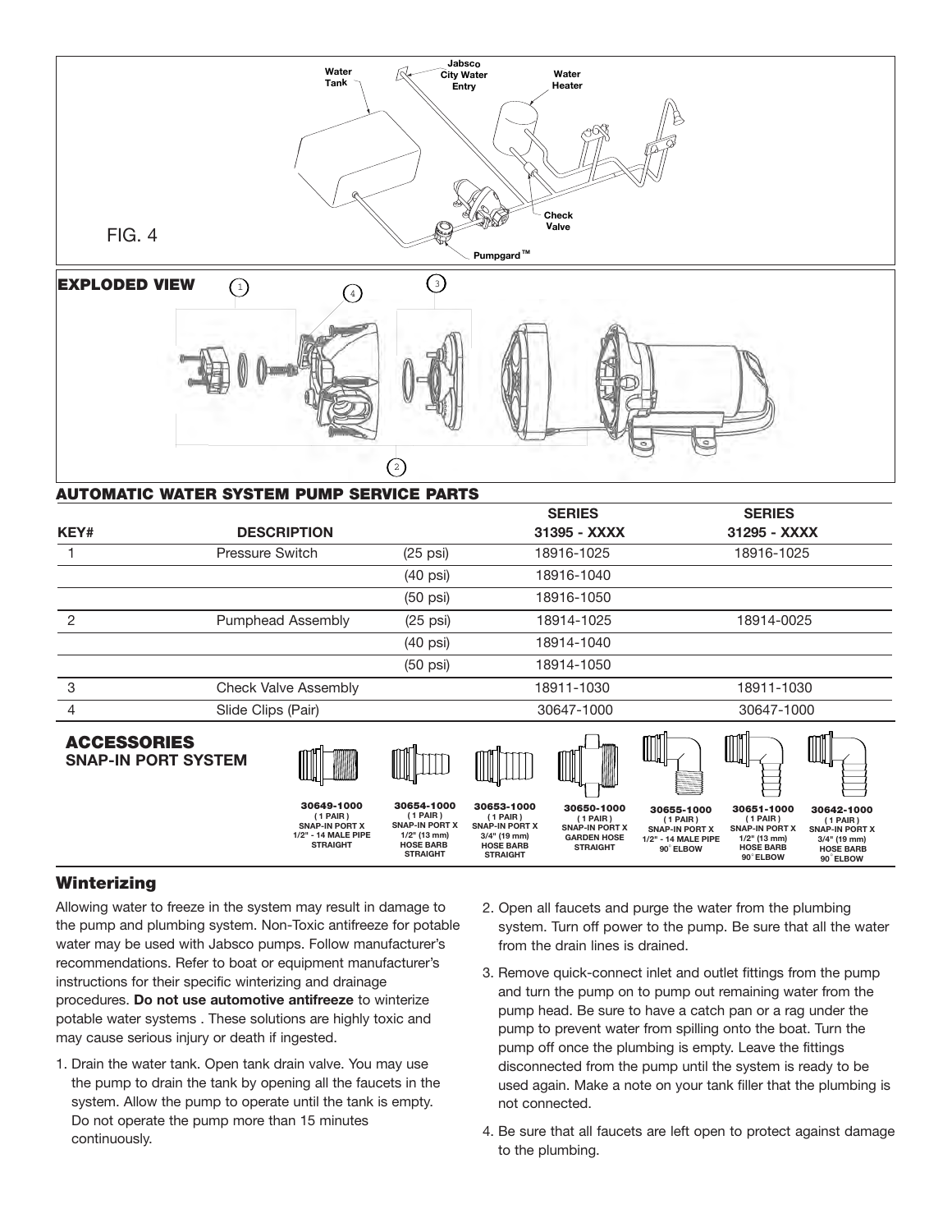FIG. 4

Water Tank

Jabsco City Water Entry

Water Heater

Check Valve

Pumpgard™

## EXPLODED VIEW

1

2

3

4

## AUTOMATIC WATER SYSTEM PUMP SERVICE PARTS

| KEY# | DESCRIPTION | | SERIES 31395 - XXXX | SERIES 31295 - XXXX |
|---|---|---|---|---|
| 1 | Pressure Switch | (25 psi) | 18916-1025 | 18916-1025 |
| | | (40 psi) | 18916-1040 | |
| | | (50 psi) | 18916-1050 | |
| 2 | Pumphead Assembly | (25 psi) | 18914-1025 | 18914-0025 |
| | | (40 psi) | 18914-1040 | |
| | | (50 psi) | 18914-1050 | |
| 3 | Check Valve Assembly | | 18911-1030 | 18911-1030 |
| 4 | Slide Clips (Pair) | | 30647-1000 | 30647-1000 |

## ACCESSORIES

### SNAP-IN PORT SYSTEM

**30649-1000** (1 PAIR) SNAP-IN PORT X 1/2" - 14 MALE PIPE STRAIGHT

**30654-1000** (1 PAIR) SNAP-IN PORT X 1/2" (13 mm) HOSE BARB STRAIGHT

**30653-1000** (1 PAIR) SNAP-IN PORT X 3/4" (19 mm) HOSE BARB STRAIGHT

**30650-1000** (1 PAIR) SNAP-IN PORT X GARDEN HOSE STRAIGHT

**30655-1000** (1 PAIR) SNAP-IN PORT X 1/2" - 14 MALE PIPE 90° ELBOW

**30651-1000** (1 PAIR) SNAP-IN PORT X 1/2" (13 mm) HOSE BARB 90° ELBOW

**30642-1000** (1 PAIR) SNAP-IN PORT X 3/4" (19 mm) HOSE BARB 90° ELBOW

## Winterizing

Allowing water to freeze in the system may result in damage to the pump and plumbing system. Non-Toxic antifreeze for potable water may be used with Jabsco pumps. Follow manufacturer's recommendations. Refer to boat or equipment manufacturer's instructions for their specific winterizing and drainage procedures. **Do not use automotive antifreeze** to winterize potable water systems . These solutions are highly toxic and may cause serious injury or death if ingested.

1. Drain the water tank. Open tank drain valve. You may use the pump to drain the tank by opening all the faucets in the system. Allow the pump to operate until the tank is empty. Do not operate the pump more than 15 minutes continuously.
2. Open all faucets and purge the water from the plumbing system. Turn off power to the pump. Be sure that all the water from the drain lines is drained.
3. Remove quick-connect inlet and outlet fittings from the pump and turn the pump on to pump out remaining water from the pump head. Be sure to have a catch pan or a rag under the pump to prevent water from spilling onto the boat. Turn the pump off once the plumbing is empty. Leave the fittings disconnected from the pump until the system is ready to be used again. Make a note on your tank filler that the plumbing is not connected.
4. Be sure that all faucets are left open to protect against damage to the plumbing.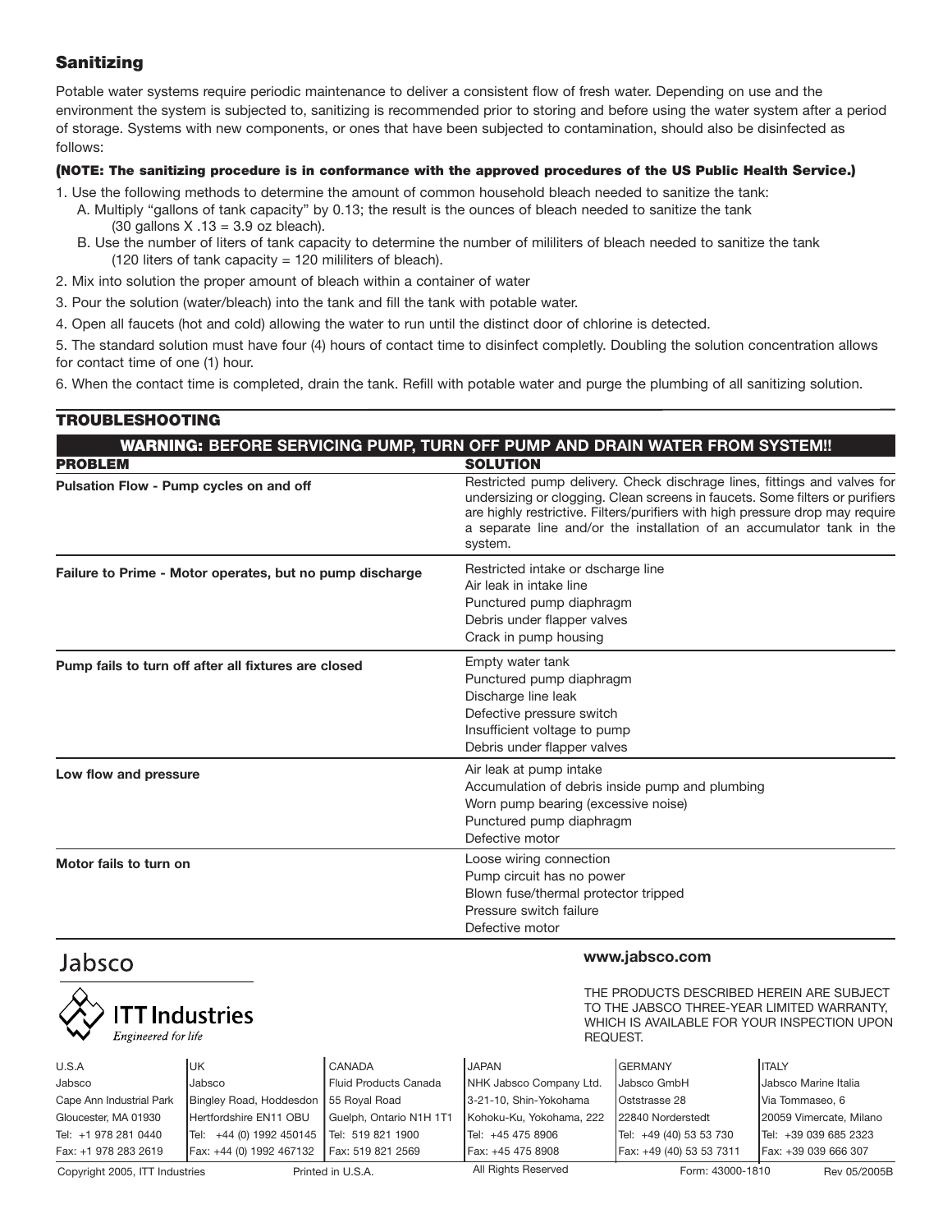## Sanitizing

Potable water systems require periodic maintenance to deliver a consistent flow of fresh water. Depending on use and the environment the system is subjected to, sanitizing is recommended prior to storing and before using the water system after a period of storage. Systems with new components, or ones that have been subjected to contamination, should also be disinfected as follows:

**(NOTE: The sanitizing procedure is in conformance with the approved procedures of the US Public Health Service.)**

1. Use the following methods to determine the amount of common household bleach needed to sanitize the tank:
   A. Multiply "gallons of tank capacity" by 0.13; the result is the ounces of bleach needed to sanitize the tank (30 gallons X .13 = 3.9 oz bleach).
   B. Use the number of liters of tank capacity to determine the number of mililiters of bleach needed to sanitize the tank (120 liters of tank capacity = 120 mililiters of bleach).
2. Mix into solution the proper amount of bleach within a container of water
3. Pour the solution (water/bleach) into the tank and fill the tank with potable water.
4. Open all faucets (hot and cold) allowing the water to run until the distinct door of chlorine is detected.
5. The standard solution must have four (4) hours of contact time to disinfect completly. Doubling the solution concentration allows for contact time of one (1) hour.
6. When the contact time is completed, drain the tank. Refill with potable water and purge the plumbing of all sanitizing solution.

## TROUBLESHOOTING

**WARNING: BEFORE SERVICING PUMP, TURN OFF PUMP AND DRAIN WATER FROM SYSTEM!!**

| PROBLEM | SOLUTION |
|---|---|
| **Pulsation Flow - Pump cycles on and off** | Restricted pump delivery. Check dischrage lines, fittings and valves for undersizing or clogging. Clean screens in faucets. Some filters or purifiers are highly restrictive. Filters/purifiers with high pressure drop may require a separate line and/or the installation of an accumulator tank in the system. |
| **Failure to Prime - Motor operates, but no pump discharge** | Restricted intake or dscharge line<br>Air leak in intake line<br>Punctured pump diaphragm<br>Debris under flapper valves<br>Crack in pump housing |
| **Pump fails to turn off after all fixtures are closed** | Empty water tank<br>Punctured pump diaphragm<br>Discharge line leak<br>Defective pressure switch<br>Insufficient voltage to pump<br>Debris under flapper valves |
| **Low flow and pressure** | Air leak at pump intake<br>Accumulation of debris inside pump and plumbing<br>Worn pump bearing (excessive noise)<br>Punctured pump diaphragm<br>Defective motor |
| **Motor fails to turn on** | Loose wiring connection<br>Pump circuit has no power<br>Blown fuse/thermal protector tripped<br>Pressure switch failure<br>Defective motor |

Jabsco

ITT Industries
*Engineered for life*

**www.jabsco.com**

THE PRODUCTS DESCRIBED HEREIN ARE SUBJECT TO THE JABSCO THREE-YEAR LIMITED WARRANTY, WHICH IS AVAILABLE FOR YOUR INSPECTION UPON REQUEST.

| U.S.A | UK | CANADA | JAPAN | GERMANY | ITALY |
|---|---|---|---|---|---|
| Jabsco | Jabsco | Fluid Products Canada | NHK Jabsco Company Ltd. | Jabsco GmbH | Jabsco Marine Italia |
| Cape Ann Industrial Park | Bingley Road, Hoddesdon | 55 Royal Road | 3-21-10, Shin-Yokohama | Oststrasse 28 | Via Tommaseo, 6 |
| Gloucester, MA 01930 | Hertfordshire EN11 OBU | Guelph, Ontario N1H 1T1 | Kohoku-Ku, Yokohama, 222 | 22840 Norderstedt | 20059 Vimercate, Milano |
| Tel: +1 978 281 0440 | Tel: +44 (0) 1992 450145 | Tel: 519 821 1900 | Tel: +45 475 8906 | Tel: +49 (40) 53 53 730 | Tel: +39 039 685 2323 |
| Fax: +1 978 283 2619 | Fax: +44 (0) 1992 467132 | Fax: 519 821 2569 | Fax: +45 475 8908 | Fax: +49 (40) 53 53 7311 | Fax: +39 039 666 307 |

Copyright 2005, ITT Industries    Printed in U.S.A.    All Rights Reserved    Form: 43000-1810    Rev 05/2005B